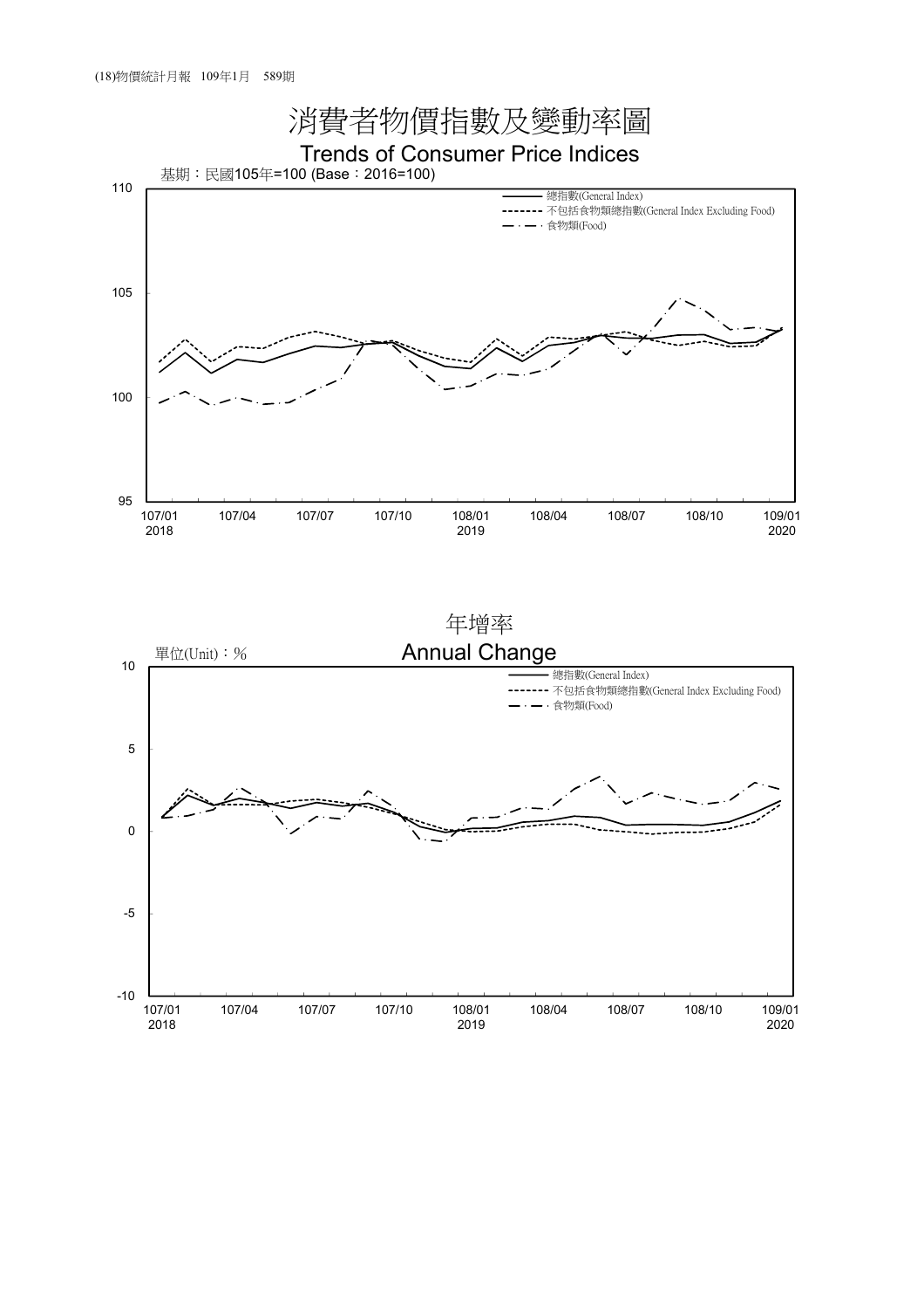# 消費者物價指數及變動率圖

## Trends of Consumer Price Indices

基期：民國105年=100 (Base：2016=100)

總指數(General Index)
不包括食物類總指數(General Index Excluding Food)
食物類(Food)

## 年增率

## Annual Change

單位(Unit)：%

總指數(General Index)
不包括食物類總指數(General Index Excluding Food)
食物類(Food)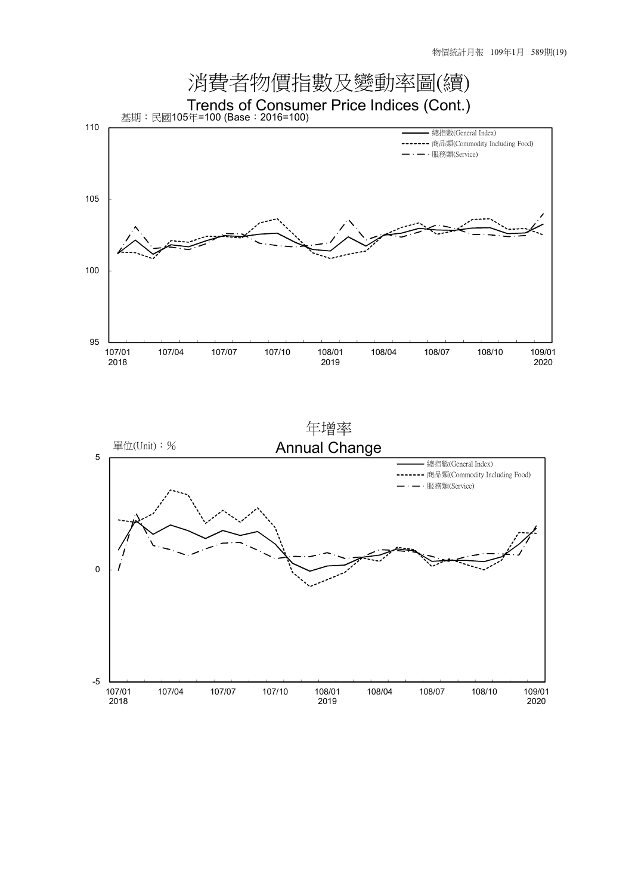# 消費者物價指數及變動率圖(續)

## Trends of Consumer Price Indices (Cont.)

基期：民國105年=100 (Base：2016=100)

總指數(General Index)
商品類(Commodity Including Food)
服務類(Service)

110
105
100
95

107/01 2018 | 107/04 | 107/07 | 107/10 | 108/01 2019 | 108/04 | 108/07 | 108/10 | 109/01 2020

## 年增率

## Annual Change

單位(Unit)：%

總指數(General Index)
商品類(Commodity Including Food)
服務類(Service)

5
0
-5

107/01 2018 | 107/04 | 107/07 | 107/10 | 108/01 2019 | 108/04 | 108/07 | 108/10 | 109/01 2020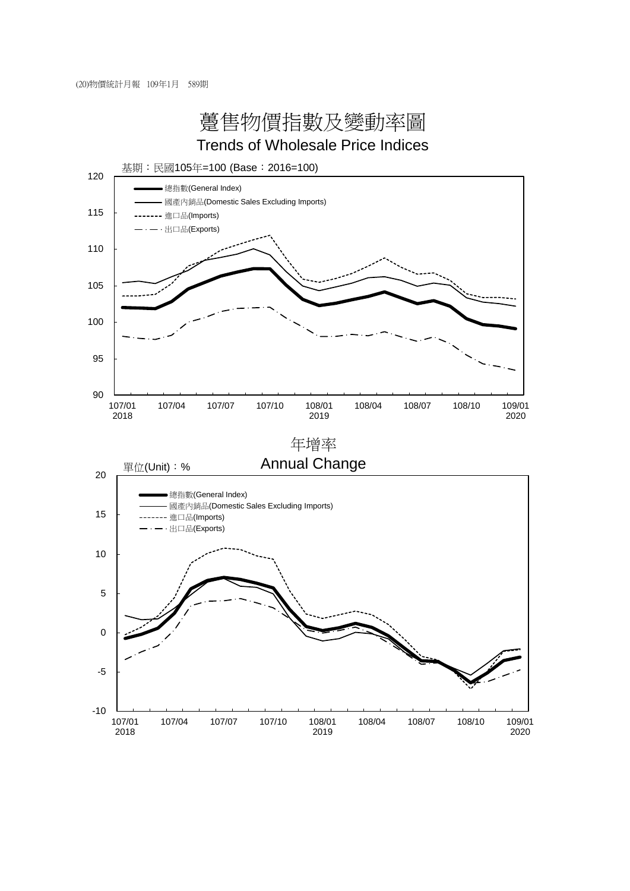# 躉售物價指數及變動率圖

## Trends of Wholesale Price Indices

基期：民國105年=100 (Base：2016=100)

總指數(General Index)
國產內銷品(Domestic Sales Excluding Imports)
進口品(Imports)
出口品(Exports)

120
115
110
105
100
95
90

107/01 2018
107/04
107/07
107/10
108/01 2019
108/04
108/07
108/10
109/01 2020

## 年增率

## Annual Change

單位(Unit)：%

總指數(General Index)
國產內銷品(Domestic Sales Excluding Imports)
進口品(Imports)
出口品(Exports)

20
15
10
5
0
-5
-10

107/01 2018
107/04
107/07
107/10
108/01 2019
108/04
108/07
108/10
109/01 2020